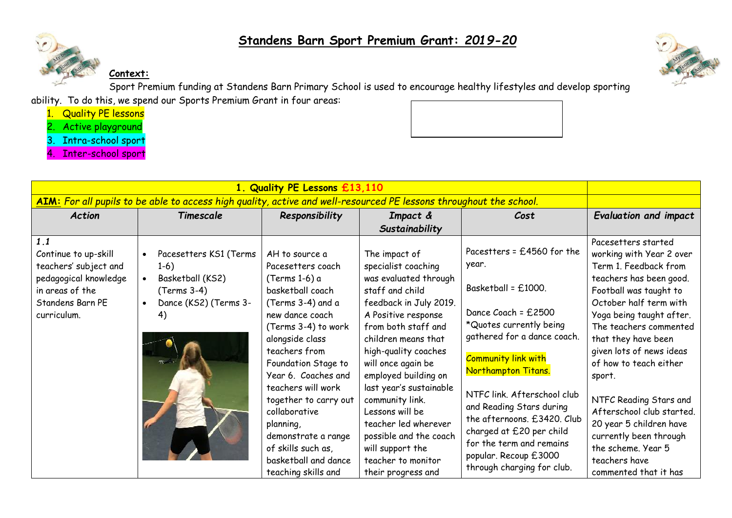# Standens Barn Sport Premium Grant: *2019-20*

**Context:**

Sport Premium funding at Standens Barn Primary School is used to encourage healthy lifestyles and develop sporting ability. To do this, we spend our Sports Premium Grant in four areas:

1. Quality PE lessons
2. Active playground
3. Intra-school sport
4. Inter-school sport

| **1. Quality PE Lessons £13,110** | | | | | |
|---|---|---|---|---|---|
| ***AIM:*** *For all pupils to be able to access high quality, active and well-resourced PE lessons throughout the school.* | | | | | |
| ***Action*** | ***Timescale*** | ***Responsibility*** | ***Impact & Sustainability*** | ***Cost*** | ***Evaluation and impact*** |
| ***1.1*** Continue to up-skill teachers' subject and pedagogical knowledge in areas of the Standens Barn PE curriculum. | • Pacesetters KS1 (Terms 1-6)<br>• Basketball (KS2) (Terms 3-4)<br>• Dance (KS2) (Terms 3-4) | AH to source a Pacesetters coach (Terms 1-6) a basketball coach (Terms 3-4) and a new dance coach (Terms 3-4) to work alongside class teachers from Foundation Stage to Year 6. Coaches and teachers will work together to carry out collaborative planning, demonstrate a range of skills such as, basketball and dance teaching skills and | The impact of specialist coaching was evaluated through staff and child feedback in July 2019. A Positive response from both staff and children means that high-quality coaches will once again be employed building on last year's sustainable community link. Lessons will be teacher led wherever possible and the coach will support the teacher to monitor their progress and | Pacestters = £4560 for the year.<br><br>Basketball = £1000.<br><br>Dance Coach = £2500<br>*Quotes currently being gathered for a dance coach.<br><br>Community link with Northampton Titans.<br><br>NTFC link. Afterschool club and Reading Stars during the afternoons. £3420. Club charged at £20 per child for the term and remains popular. Recoup £3000 through charging for club. | Pacesetters started working with Year 2 over Term 1. Feedback from teachers has been good. Football was taught to October half term with Yoga being taught after. The teachers commented that they have been given lots of news ideas of how to teach either sport.<br><br>NTFC Reading Stars and Afterschool club started. 20 year 5 children have currently been through the scheme. Year 5 teachers have commented that it has |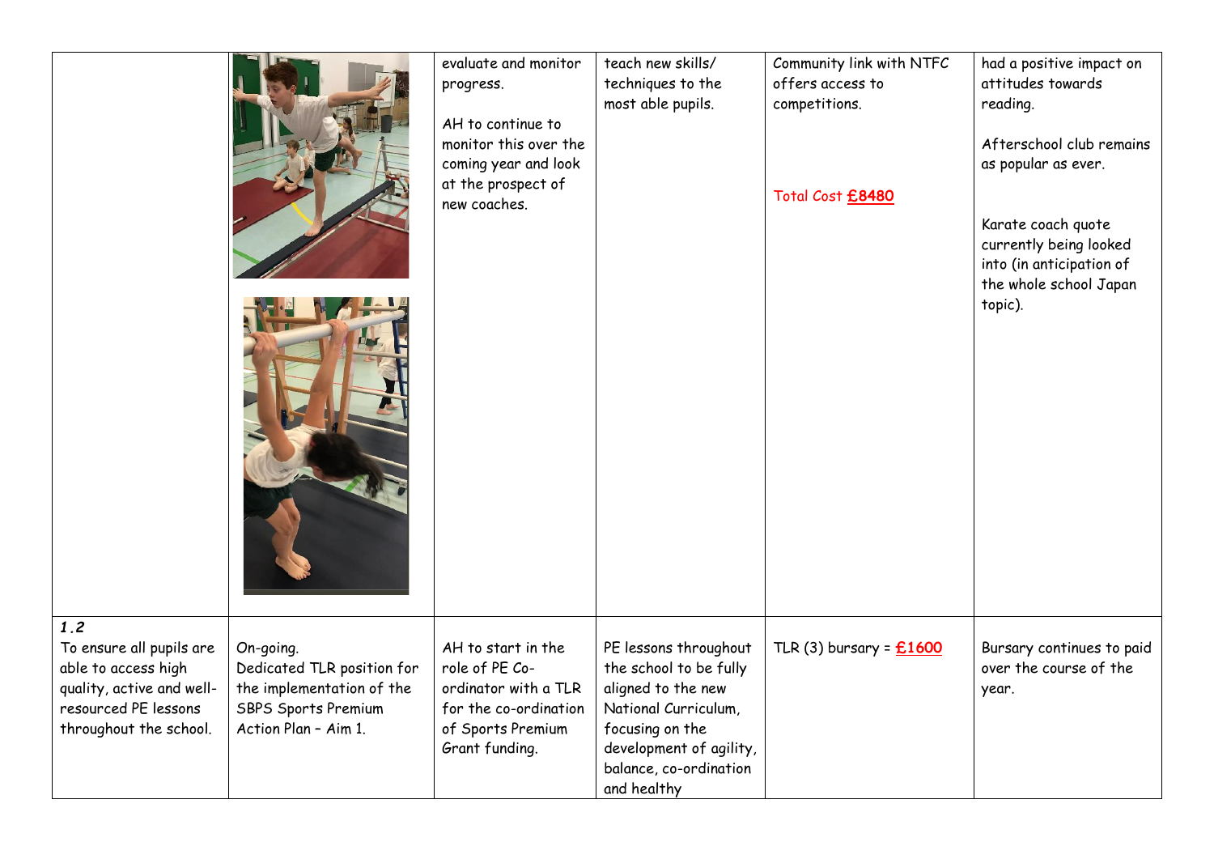|  |  | evaluate and monitor progress.<br><br>AH to continue to monitor this over the coming year and look at the prospect of new coaches. | teach new skills/ techniques to the most able pupils. | Community link with NTFC offers access to competitions.<br><br>Total Cost **£8480** | had a positive impact on attitudes towards reading.<br><br>Afterschool club remains as popular as ever.<br><br>Karate coach quote currently being looked into (in anticipation of the whole school Japan topic). |
|---|---|---|---|---|---|
| ***1.2***<br>To ensure all pupils are able to access high quality, active and well-resourced PE lessons throughout the school. | On-going.<br>Dedicated TLR position for the implementation of the SBPS Sports Premium Action Plan – Aim 1. | AH to start in the role of PE Co-ordinator with a TLR for the co-ordination of Sports Premium Grant funding. | PE lessons throughout the school to be fully aligned to the new National Curriculum, focusing on the development of agility, balance, co-ordination and healthy | TLR (3) bursary = **£1600** | Bursary continues to paid over the course of the year. |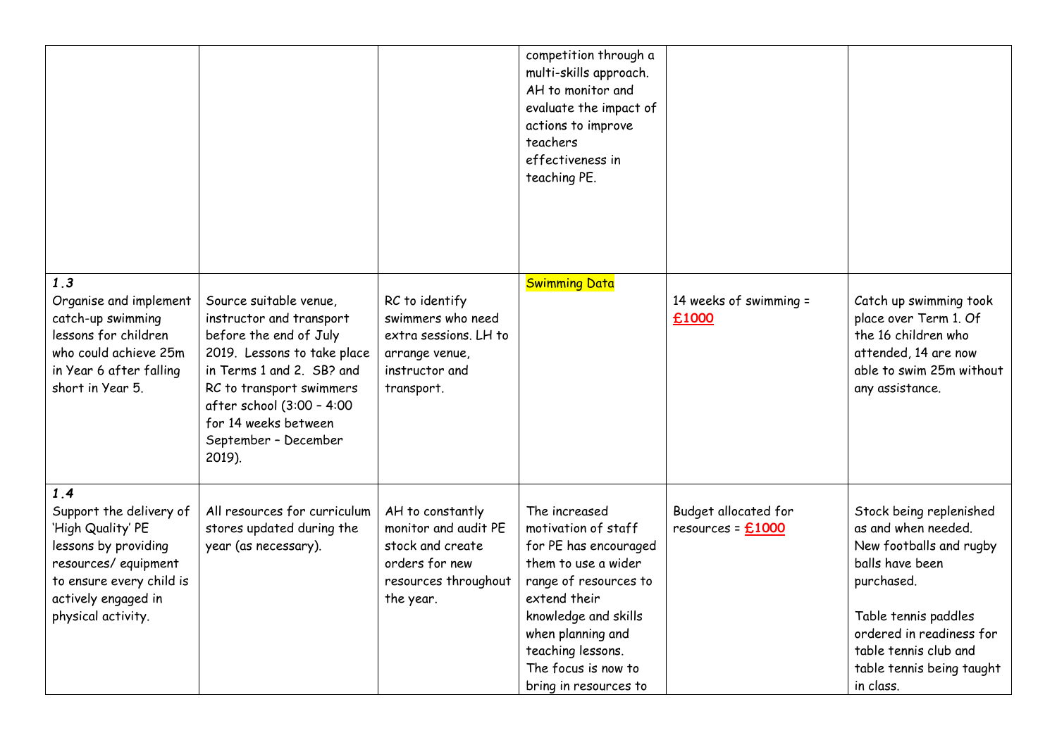| | | | | | |
|---|---|---|---|---|---|
| | | | competition through a multi-skills approach. AH to monitor and evaluate the impact of actions to improve teachers effectiveness in teaching PE. | | |
| ***1.3*** Organise and implement catch-up swimming lessons for children who could achieve 25m in Year 6 after falling short in Year 5. | Source suitable venue, instructor and transport before the end of July 2019. Lessons to take place in Terms 1 and 2. SB? and RC to transport swimmers after school (3:00 – 4:00 for 14 weeks between September – December 2019). | RC to identify swimmers who need extra sessions. LH to arrange venue, instructor and transport. | Swimming Data | 14 weeks of swimming = **£1000** | Catch up swimming took place over Term 1. Of the 16 children who attended, 14 are now able to swim 25m without any assistance. |
| ***1.4*** Support the delivery of 'High Quality' PE lessons by providing resources/ equipment to ensure every child is actively engaged in physical activity. | All resources for curriculum stores updated during the year (as necessary). | AH to constantly monitor and audit PE stock and create orders for new resources throughout the year. | The increased motivation of staff for PE has encouraged them to use a wider range of resources to extend their knowledge and skills when planning and teaching lessons. The focus is now to bring in resources to | Budget allocated for resources = **£1000** | Stock being replenished as and when needed. New footballs and rugby balls have been purchased.<br><br>Table tennis paddles ordered in readiness for table tennis club and table tennis being taught in class. |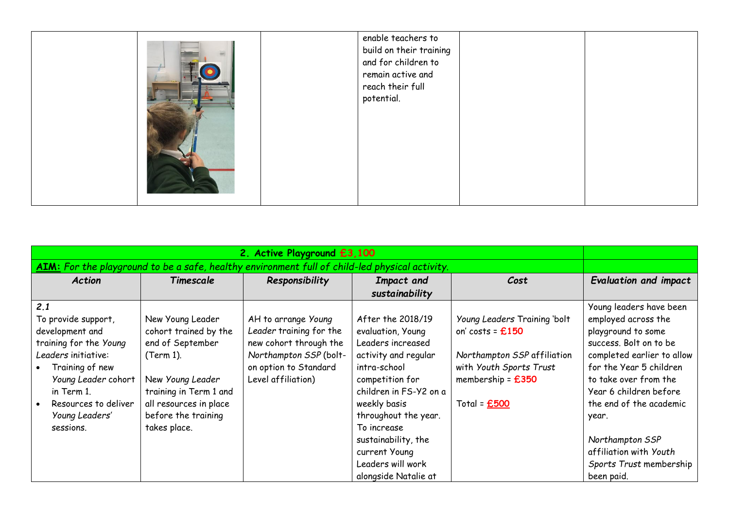| | | | enable teachers to build on their training and for children to remain active and reach their full potential. | | |
|---|---|---|---|---|---|

| 2. Active Playground £3,100 | | | | | |
|---|---|---|---|---|---|
| **AIM:** *For the playground to be a safe, healthy environment full of child-led physical activity.* | | | | | |
| ***Action*** | ***Timescale*** | ***Responsibility*** | ***Impact and sustainability*** | ***Cost*** | ***Evaluation and impact*** |
| ***2.1*** To provide support, development and training for the *Young Leaders* initiative: <br>• Training of new *Young Leader* cohort in Term 1. <br>• Resources to deliver *Young Leaders'* sessions. | New Young Leader cohort trained by the end of September (Term 1). <br><br>New *Young Leader* training in Term 1 and all resources in place before the training takes place. | AH to arrange *Young Leader* training for the new cohort through the *Northampton SSP* (bolt-on option to Standard Level affiliation) | After the 2018/19 evaluation, Young Leaders increased activity and regular intra-school competition for children in FS-Y2 on a weekly basis throughout the year. To increase sustainability, the current Young Leaders will work alongside Natalie at | *Young Leaders* Training 'bolt on' costs = **£150** <br><br>*Northampton SSP* affiliation with *Youth Sports Trust* membership = **£350** <br><br>Total = **£500** | Young leaders have been employed across the playground to some success. Bolt on to be completed earlier to allow for the Year 5 children to take over from the Year 6 children before the end of the academic year. <br><br>*Northampton SSP* affiliation with *Youth Sports Trust* membership been paid. |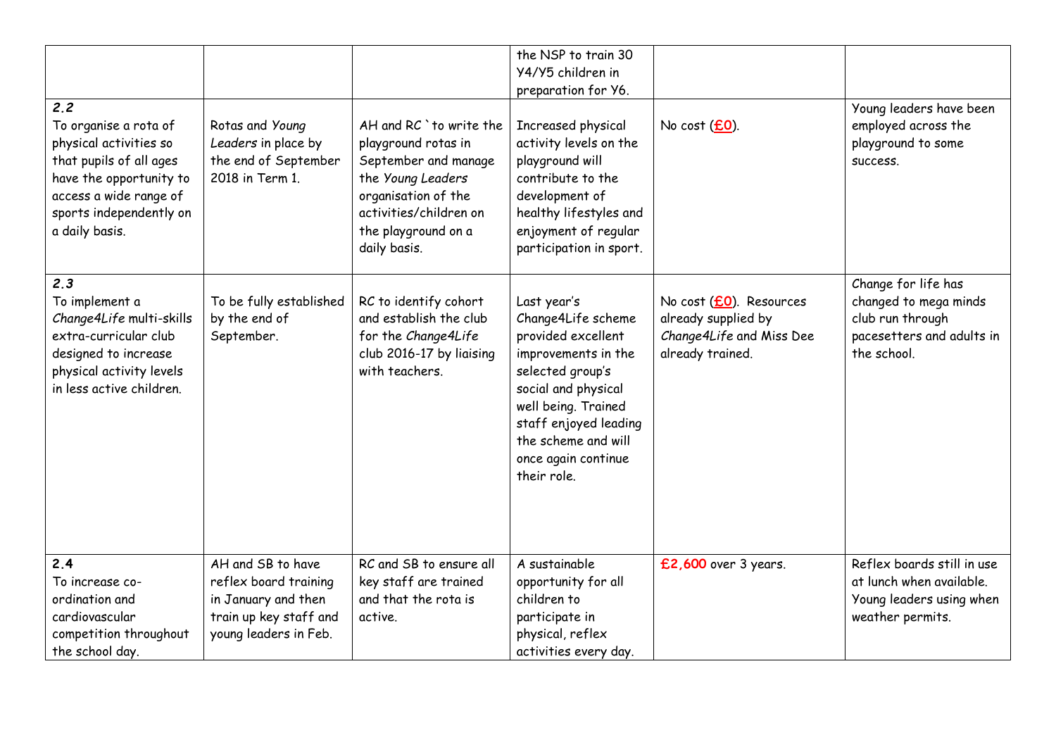| | | | | | |
|---|---|---|---|---|---|
| | | | the NSP to train 30 Y4/Y5 children in preparation for Y6. | | |
| **2.2** To organise a rota of physical activities so that pupils of all ages have the opportunity to access a wide range of sports independently on a daily basis. | Rotas and *Young Leaders* in place by the end of September 2018 in Term 1. | AH and RC `to write the playground rotas in September and manage the *Young Leaders* organisation of the activities/children on the playground on a daily basis. | Increased physical activity levels on the playground will contribute to the development of healthy lifestyles and enjoyment of regular participation in sport. | No cost (**£0**). | Young leaders have been employed across the playground to some success. |
| **2.3** To implement a *Change4Life* multi-skills extra-curricular club designed to increase physical activity levels in less active children. | To be fully established by the end of September. | RC to identify cohort and establish the club for the *Change4Life* club 2016-17 by liaising with teachers. | Last year's Change4Life scheme provided excellent improvements in the selected group's social and physical well being. Trained staff enjoyed leading the scheme and will once again continue their role. | No cost (**£0**). Resources already supplied by *Change4Life* and Miss Dee already trained. | Change for life has changed to mega minds club run through pacesetters and adults in the school. |
| **2.4** To increase co-ordination and cardiovascular competition throughout the school day. | AH and SB to have reflex board training in January and then train up key staff and young leaders in Feb. | RC and SB to ensure all key staff are trained and that the rota is active. | A sustainable opportunity for all children to participate in physical, reflex activities every day. | **£2,600** over 3 years. | Reflex boards still in use at lunch when available. Young leaders using when weather permits. |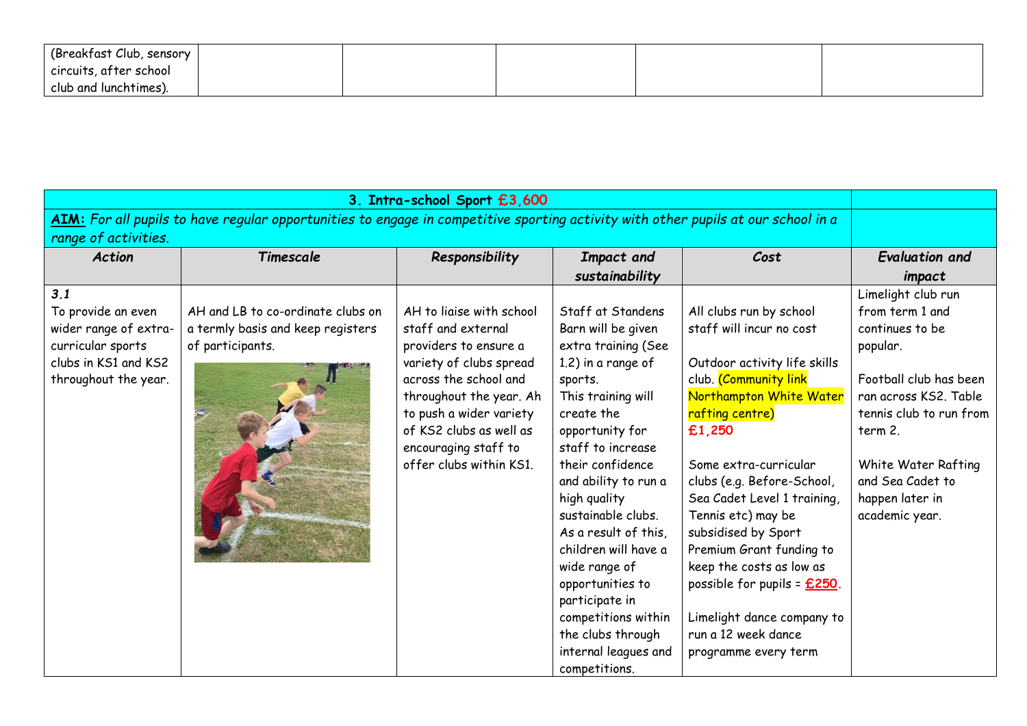| (Breakfast Club, sensory circuits, after school club and lunchtimes). | | | | | |
|---|---|---|---|---|---|

| 3. Intra-school Sport £3,600 | | | | | |
|---|---|---|---|---|---|
| ***AIM:*** *For all pupils to have regular opportunities to engage in competitive sporting activity with other pupils at our school in a range of activities.* | | | | | |
| ***Action*** | ***Timescale*** | ***Responsibility*** | ***Impact and sustainability*** | ***Cost*** | ***Evaluation and impact*** |
| ***3.1*** To provide an even wider range of extra-curricular sports clubs in KS1 and KS2 throughout the year. | AH and LB to co-ordinate clubs on a termly basis and keep registers of participants. | AH to liaise with school staff and external providers to ensure a variety of clubs spread across the school and throughout the year. Ah to push a wider variety of KS2 clubs as well as encouraging staff to offer clubs within KS1. | Staff at Standens Barn will be given extra training (See 1.2) in a range of sports. This training will create the opportunity for staff to increase their confidence and ability to run a high quality sustainable clubs. As a result of this, children will have a wide range of opportunities to participate in competitions within the clubs through internal leagues and competitions. | All clubs run by school staff will incur no cost<br><br>Outdoor activity life skills club. (Community link Northampton White Water rafting centre) **£1,250**<br><br>Some extra-curricular clubs (e.g. Before-School, Sea Cadet Level 1 training, Tennis etc) may be subsidised by Sport Premium Grant funding to keep the costs as low as possible for pupils = **£250**.<br><br>Limelight dance company to run a 12 week dance programme every term | Limelight club run from term 1 and continues to be popular.<br><br>Football club has been ran across KS2. Table tennis club to run from term 2.<br><br>White Water Rafting and Sea Cadet to happen later in academic year. |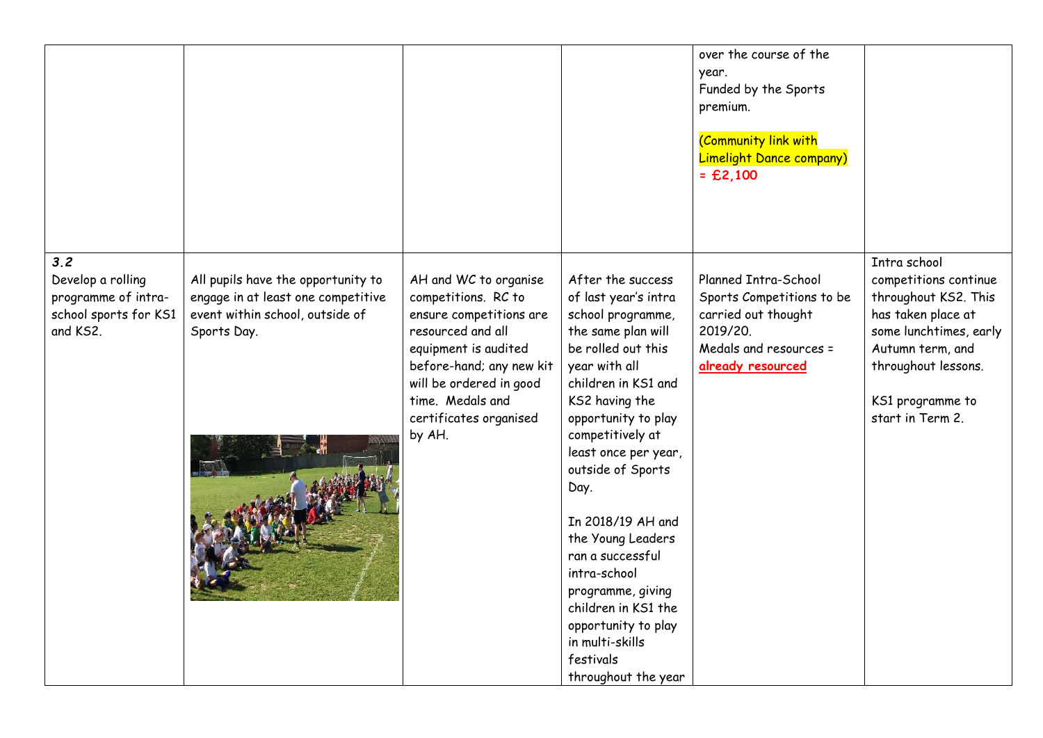| | | | | | |
|---|---|---|---|---|---|
| | | | | over the course of the year.<br>Funded by the Sports premium.<br><br>(Community link with Limelight Dance company) = **£2,100** | |
| ***3.2***<br>Develop a rolling programme of intra-school sports for KS1 and KS2. | All pupils have the opportunity to engage in at least one competitive event within school, outside of Sports Day. | AH and WC to organise competitions. RC to ensure competitions are resourced and all equipment is audited before-hand; any new kit will be ordered in good time. Medals and certificates organised by AH. | After the success of last year's intra school programme, the same plan will be rolled out this year with all children in KS1 and KS2 having the opportunity to play competitively at least once per year, outside of Sports Day.<br><br>In 2018/19 AH and the Young Leaders ran a successful intra-school programme, giving children in KS1 the opportunity to play in multi-skills festivals throughout the year | Planned Intra-School Sports Competitions to be carried out thought 2019/20.<br>Medals and resources = **already resourced** | Intra school competitions continue throughout KS2. This has taken place at some lunchtimes, early Autumn term, and throughout lessons.<br><br>KS1 programme to start in Term 2. |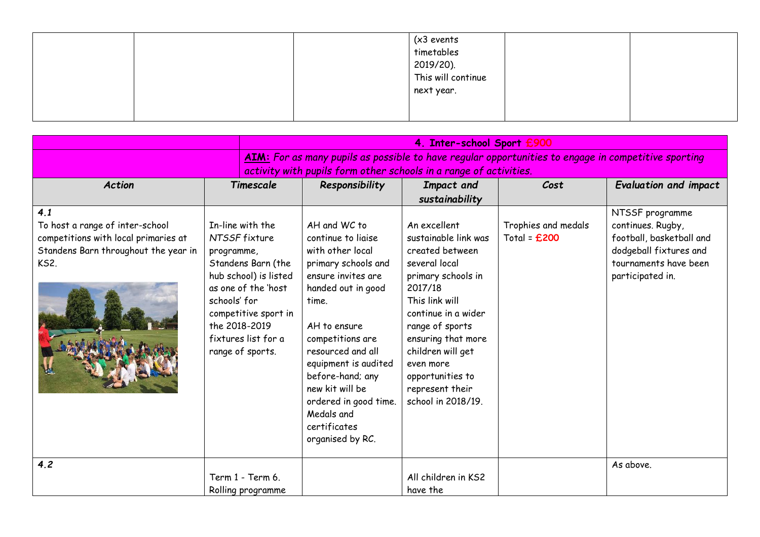| | | | | | |
|---|---|---|---|---|---|
| | | | (x3 events timetables 2019/20). This will continue next year. | | |

| | 4. Inter-school Sport £900 | | | | |
|---|---|---|---|---|---|
| | ***AIM:*** *For as many pupils as possible to have regular opportunities to engage in competitive sporting activity with pupils form other schools in a range of activities.* | | | | |
| ***Action*** | ***Timescale*** | ***Responsibility*** | ***Impact and sustainability*** | ***Cost*** | ***Evaluation and impact*** |
| ***4.1*** To host a range of inter-school competitions with local primaries at Standens Barn throughout the year in KS2. | In-line with the *NTSSF* fixture programme, Standens Barn (the hub school) is listed as one of the 'host schools' for competitive sport in the 2018-2019 fixtures list for a range of sports. | AH and WC to continue to liaise with other local primary schools and ensure invites are handed out in good time. AH to ensure competitions are resourced and all equipment is audited before-hand; any new kit will be ordered in good time. Medals and certificates organised by RC. | An excellent sustainable link was created between several local primary schools in 2017/18 This link will continue in a wider range of sports ensuring that more children will get even more opportunities to represent their school in 2018/19. | Trophies and medals Total = **£200** | NTSSF programme continues. Rugby, football, basketball and dodgeball fixtures and tournaments have been participated in. |
| ***4.2*** | Term 1 - Term 6. Rolling programme | | All children in KS2 have the | | As above. |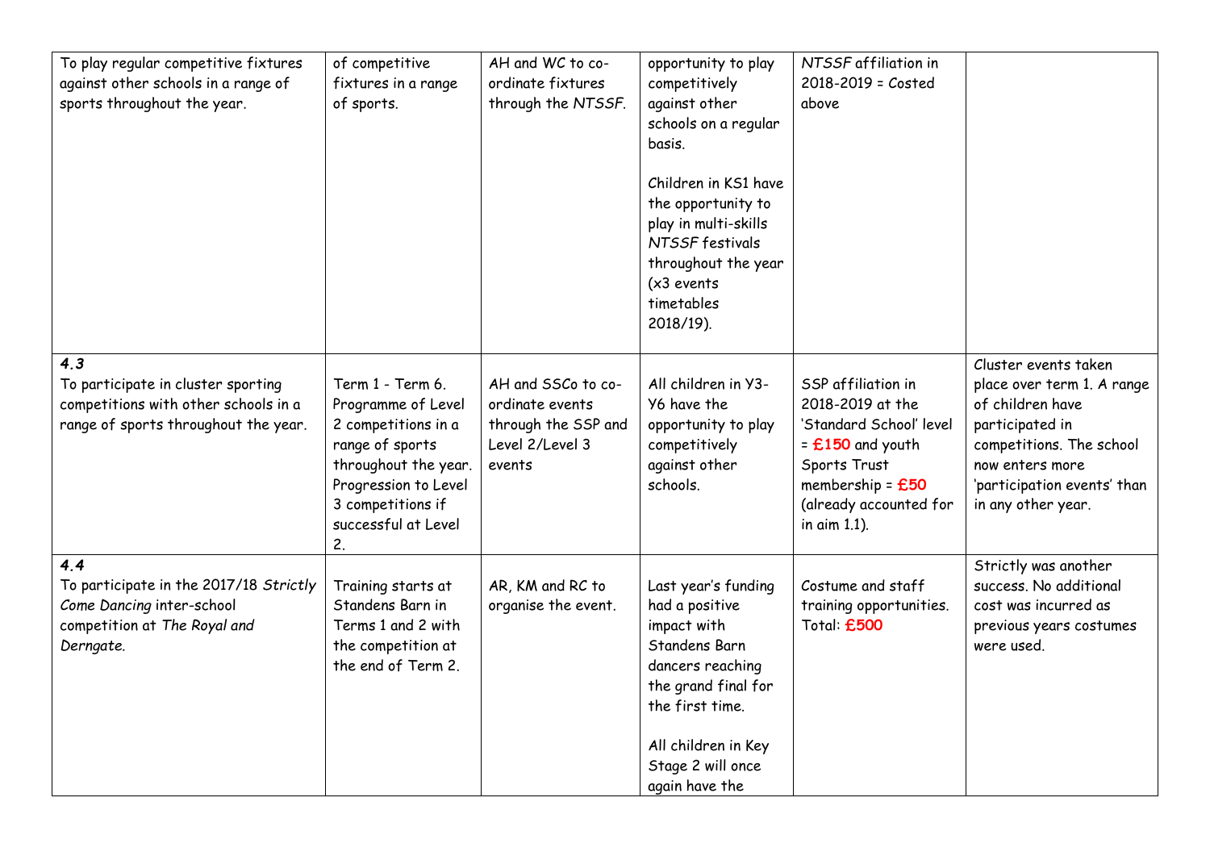| | | | | | |
|---|---|---|---|---|---|
| To play regular competitive fixtures against other schools in a range of sports throughout the year. | of competitive fixtures in a range of sports. | AH and WC to co-ordinate fixtures through the *NTSSF*. | opportunity to play competitively against other schools on a regular basis.<br><br>Children in KS1 have the opportunity to play in multi-skills *NTSSF* festivals throughout the year (x3 events timetables 2018/19). | *NTSSF* affiliation in 2018-2019 = Costed above | |
| ***4.3***<br>To participate in cluster sporting competitions with other schools in a range of sports throughout the year. | Term 1 - Term 6. Programme of Level 2 competitions in a range of sports throughout the year. Progression to Level 3 competitions if successful at Level 2. | AH and SSCo to co-ordinate events through the SSP and Level 2/Level 3 events | All children in Y3-Y6 have the opportunity to play competitively against other schools. | SSP affiliation in 2018-2019 at the 'Standard School' level = **£150** and youth Sports Trust membership = **£50** (already accounted for in aim 1.1). | Cluster events taken place over term 1. A range of children have participated in competitions. The school now enters more 'participation events' than in any other year. |
| ***4.4***<br>To participate in the 2017/18 *Strictly Come Dancing* inter-school competition at *The Royal and Derngate.* | Training starts at Standens Barn in Terms 1 and 2 with the competition at the end of Term 2. | AR, KM and RC to organise the event. | Last year's funding had a positive impact with Standens Barn dancers reaching the grand final for the first time.<br><br>All children in Key Stage 2 will once again have the | Costume and staff training opportunities. Total: **£500** | Strictly was another success. No additional cost was incurred as previous years costumes were used. |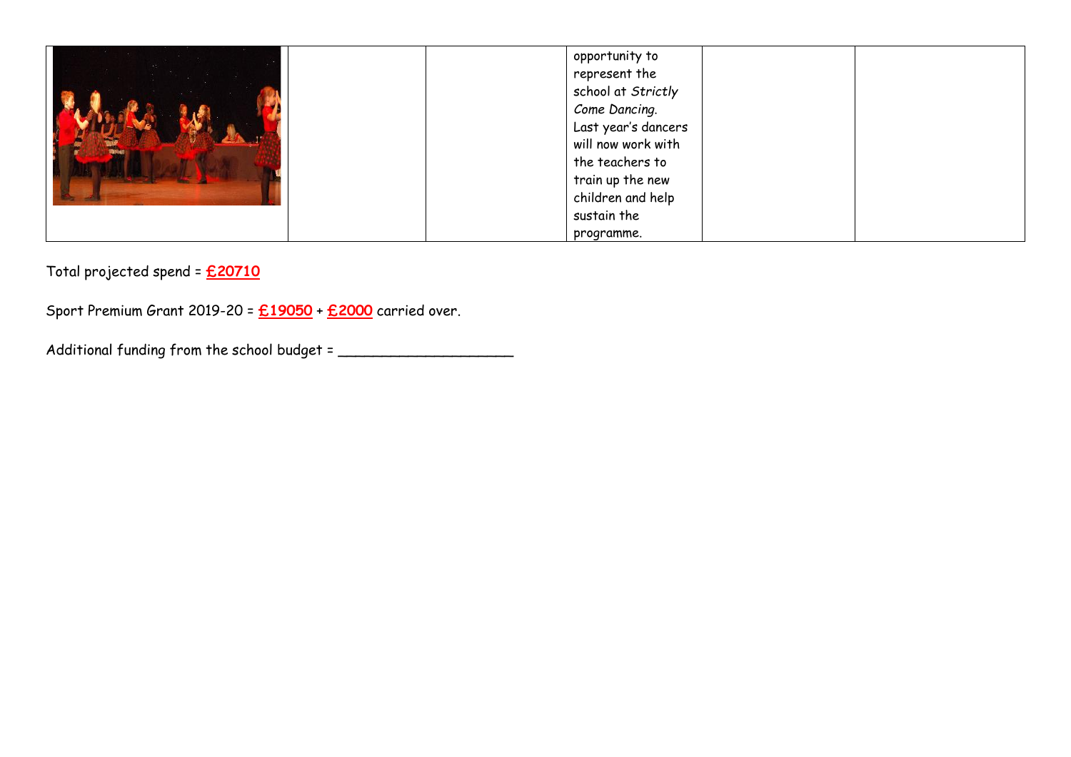| | | | | | |
|---|---|---|---|---|---|
| | | | opportunity to represent the school at *Strictly Come Dancing*. Last year's dancers will now work with the teachers to train up the new children and help sustain the programme. | | |

Total projected spend = **£20710**

Sport Premium Grant 2019-20 = **£19050** + **£2000** carried over.

Additional funding from the school budget = ____________________